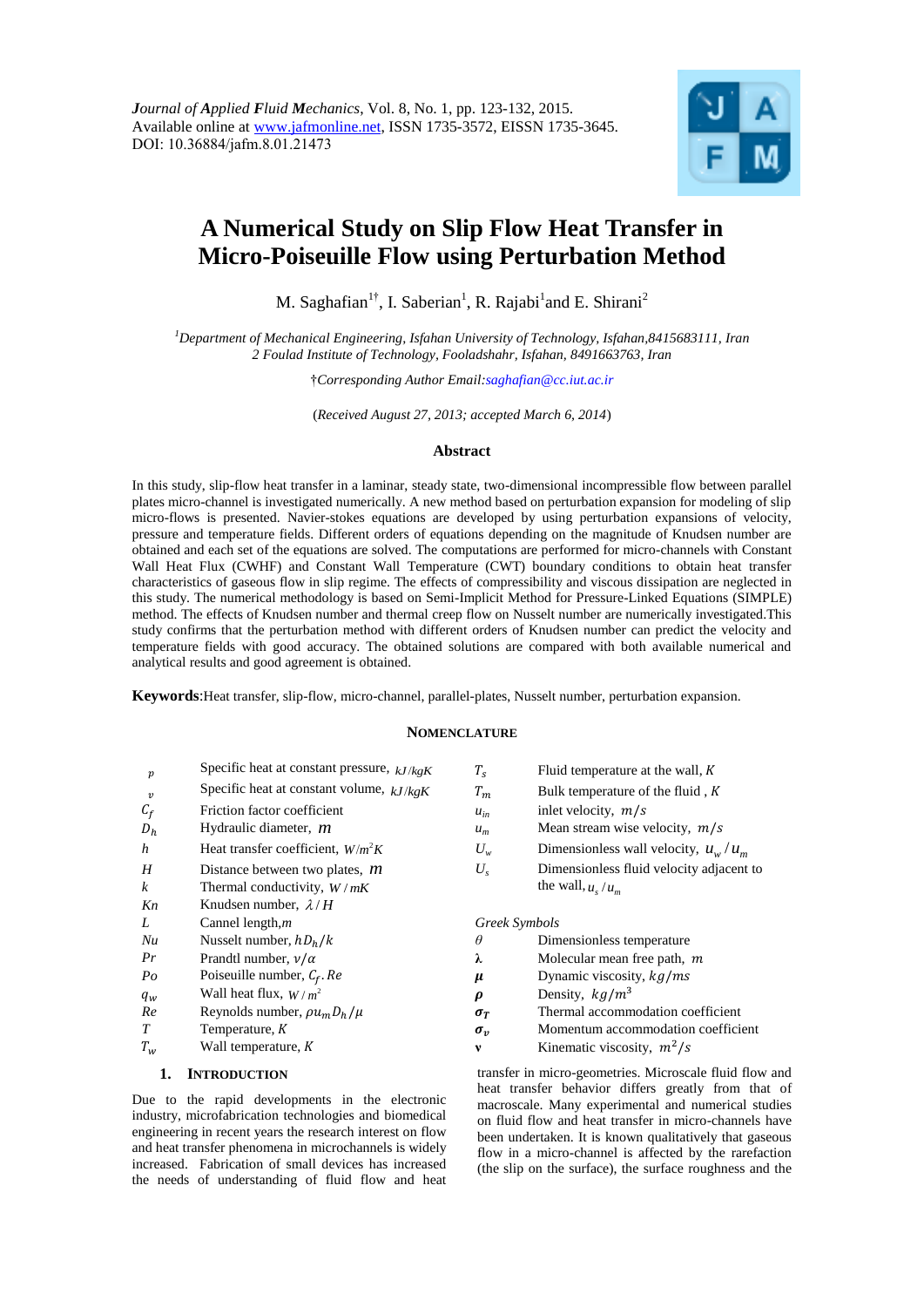*Journal of Applied Fluid Mechanics*, Vol. 8, No. 1, pp. 123-132, 2015.
Available online at www.jafmonline.net, ISSN 1735-3572, EISSN 1735-3645.
DOI: 10.36884/jafm.8.01.21473

# A Numerical Study on Slip Flow Heat Transfer in Micro-Poiseuille Flow using Perturbation Method

M. Saghafian[1†], I. Saberian[1], R. Rajabi[1] and E. Shirani[2]

[1]*Department of Mechanical Engineering, Isfahan University of Technology, Isfahan,8415683111, Iran*
*2 Foulad Institute of Technology, Fooladshahr, Isfahan, 8491663763, Iran*

†*Corresponding Author Email:saghafian@cc.iut.ac.ir*

(*Received August 27, 2013; accepted March 6, 2014*)

## Abstract

In this study, slip-flow heat transfer in a laminar, steady state, two-dimensional incompressible flow between parallel plates micro-channel is investigated numerically. A new method based on perturbation expansion for modeling of slip micro-flows is presented. Navier-stokes equations are developed by using perturbation expansions of velocity, pressure and temperature fields. Different orders of equations depending on the magnitude of Knudsen number are obtained and each set of the equations are solved. The computations are performed for micro-channels with Constant Wall Heat Flux (CWHF) and Constant Wall Temperature (CWT) boundary conditions to obtain heat transfer characteristics of gaseous flow in slip regime. The effects of compressibility and viscous dissipation are neglected in this study. The numerical methodology is based on Semi-Implicit Method for Pressure-Linked Equations (SIMPLE) method. The effects of Knudsen number and thermal creep flow on Nusselt number are numerically investigated.This study confirms that the perturbation method with different orders of Knudsen number can predict the velocity and temperature fields with good accuracy. The obtained solutions are compared with both available numerical and analytical results and good agreement is obtained.

**Keywords**:Heat transfer, slip-flow, micro-channel, parallel-plates, Nusselt number, perturbation expansion.

## NOMENCLATURE

| | | | |
|---|---|---|---|
| $p$ | Specific heat at constant pressure, $kJ/kgK$ | $T_s$ | Fluid temperature at the wall, $K$ |
| $v$ | Specific heat at constant volume, $kJ/kgK$ | $T_m$ | Bulk temperature of the fluid , $K$ |
| $C_f$ | Friction factor coefficient | $u_{in}$ | inlet velocity, $m/s$ |
| $D_h$ | Hydraulic diameter, $m$ | $u_m$ | Mean stream wise velocity, $m/s$ |
| $h$ | Heat transfer coefficient, $W/m^2K$ | $U_w$ | Dimensionless wall velocity, $u_w/u_m$ |
| $H$ | Distance between two plates, $m$ | $U_s$ | Dimensionless fluid velocity adjacent to the wall, $u_s/u_m$ |
| $k$ | Thermal conductivity, $W/mK$ | | |
| $Kn$ | Knudsen number, $\lambda/H$ | | |
| $L$ | Cannel length,$m$ | *Greek Symbols* | |
| $Nu$ | Nusselt number, $hD_h/k$ | $\theta$ | Dimensionless temperature |
| $Pr$ | Prandtl number, $\nu/\alpha$ | $\lambda$ | Molecular mean free path, $m$ |
| $Po$ | Poiseuille number, $C_f.Re$ | $\mu$ | Dynamic viscosity, $kg/ms$ |
| $q_w$ | Wall heat flux, $W/m^2$ | $\rho$ | Density, $kg/m^3$ |
| $Re$ | Reynolds number, $\rho u_m D_h/\mu$ | $\sigma_T$ | Thermal accommodation coefficient |
| $T$ | Temperature, $K$ | $\sigma_v$ | Momentum accommodation coefficient |
| $T_w$ | Wall temperature, $K$ | $\nu$ | Kinematic viscosity, $m^2/s$ |

## 1. Introduction

Due to the rapid developments in the electronic industry, microfabrication technologies and biomedical engineering in recent years the research interest on flow and heat transfer phenomena in microchannels is widely increased. Fabrication of small devices has increased the needs of understanding of fluid flow and heat transfer in micro-geometries. Microscale fluid flow and heat transfer behavior differs greatly from that of macroscale. Many experimental and numerical studies on fluid flow and heat transfer in micro-channels have been undertaken. It is known qualitatively that gaseous flow in a micro-channel is affected by the rarefaction (the slip on the surface), the surface roughness and the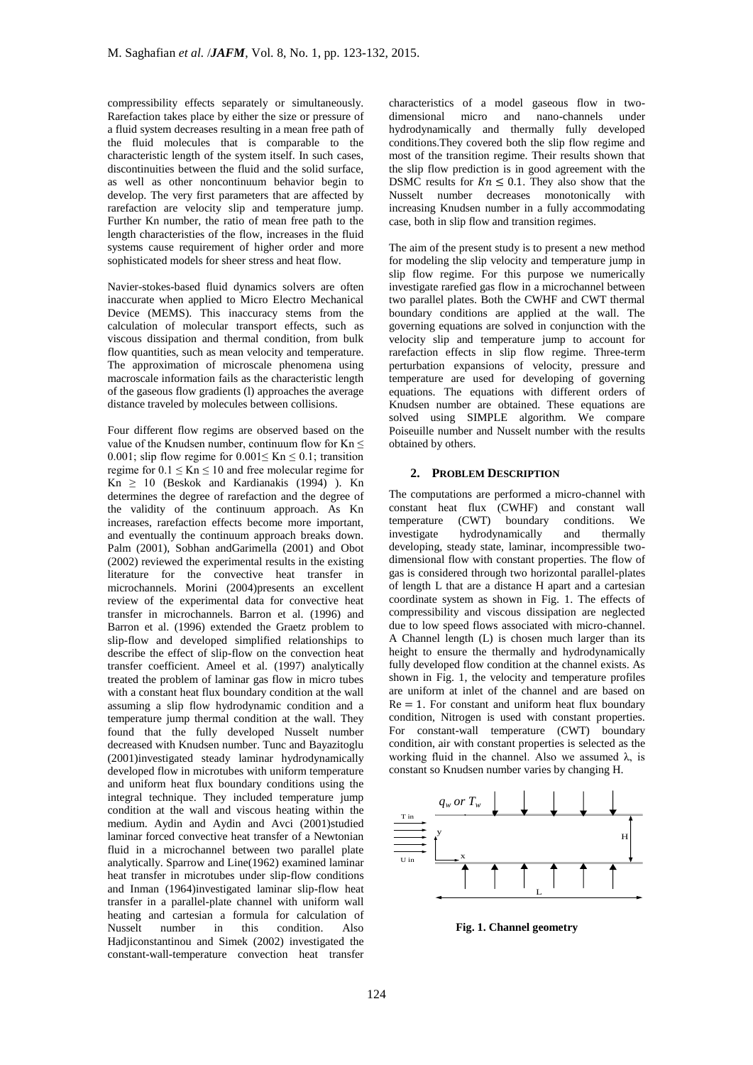compressibility effects separately or simultaneously. Rarefaction takes place by either the size or pressure of a fluid system decreases resulting in a mean free path of the fluid molecules that is comparable to the characteristic length of the system itself. In such cases, discontinuities between the fluid and the solid surface, as well as other noncontinuum behavior begin to develop. The very first parameters that are affected by rarefaction are velocity slip and temperature jump. Further Kn number, the ratio of mean free path to the length characteristies of the flow, increases in the fluid systems cause requirement of higher order and more sophisticated models for sheer stress and heat flow.

Navier-stokes-based fluid dynamics solvers are often inaccurate when applied to Micro Electro Mechanical Device (MEMS). This inaccuracy stems from the calculation of molecular transport effects, such as viscous dissipation and thermal condition, from bulk flow quantities, such as mean velocity and temperature. The approximation of microscale phenomena using macroscale information fails as the characteristic length of the gaseous flow gradients (l) approaches the average distance traveled by molecules between collisions.

Four different flow regims are observed based on the value of the Knudsen number, continuum flow for $Kn \leq 0.001$; slip flow regime for $0.001 \leq Kn \leq 0.1$; transition regime for $0.1 \leq Kn \leq 10$ and free molecular regime for $Kn \geq 10$ (Beskok and Kardianakis (1994) ). Kn determines the degree of rarefaction and the degree of the validity of the continuum approach. As Kn increases, rarefaction effects become more important, and eventually the continuum approach breaks down. Palm (2001), Sobhan andGarimella (2001) and Obot (2002) reviewed the experimental results in the existing literature for the convective heat transfer in microchannels. Morini (2004)presents an excellent review of the experimental data for convective heat transfer in microchannels. Barron et al. (1996) and Barron et al. (1996) extended the Graetz problem to slip-flow and developed simplified relationships to describe the effect of slip-flow on the convection heat transfer coefficient. Ameel et al. (1997) analytically treated the problem of laminar gas flow in micro tubes with a constant heat flux boundary condition at the wall assuming a slip flow hydrodynamic condition and a temperature jump thermal condition at the wall. They found that the fully developed Nusselt number decreased with Knudsen number. Tunc and Bayazitoglu (2001)investigated steady laminar hydrodynamically developed flow in microtubes with uniform temperature and uniform heat flux boundary conditions using the integral technique. They included temperature jump condition at the wall and viscous heating within the medium. Aydin and Aydin and Avci (2001)studied laminar forced convective heat transfer of a Newtonian fluid in a microchannel between two parallel plate analytically. Sparrow and Line(1962) examined laminar heat transfer in microtubes under slip-flow conditions and Inman (1964)investigated laminar slip-flow heat transfer in a parallel-plate channel with uniform wall heating and cartesian a formula for calculation of Nusselt number in this condition. Also Hadjiconstantinou and Simek (2002) investigated the constant-wall-temperature convection heat transfer characteristics of a model gaseous flow in two-dimensional micro and nano-channels under hydrodynamically and thermally fully developed conditions.They covered both the slip flow regime and most of the transition regime. Their results shown that the slip flow prediction is in good agreement with the DSMC results for $Kn \leq 0.1$. They also show that the Nusselt number decreases monotonically with increasing Knudsen number in a fully accommodating case, both in slip flow and transition regimes.

The aim of the present study is to present a new method for modeling the slip velocity and temperature jump in slip flow regime. For this purpose we numerically investigate rarefied gas flow in a microchannel between two parallel plates. Both the CWHF and CWT thermal boundary conditions are applied at the wall. The governing equations are solved in conjunction with the velocity slip and temperature jump to account for rarefaction effects in slip flow regime. Three-term perturbation expansions of velocity, pressure and temperature are used for developing of governing equations. The equations with different orders of Knudsen number are obtained. These equations are solved using SIMPLE algorithm. We compare Poiseuille number and Nusselt number with the results obtained by others.

## 2. Problem Description

The computations are performed a micro-channel with constant heat flux (CWHF) and constant wall temperature (CWT) boundary conditions. We investigate hydrodynamically and thermally developing, steady state, laminar, incompressible two-dimensional flow with constant properties. The flow of gas is considered through two horizontal parallel-plates of length L that are a distance H apart and a cartesian coordinate system as shown in Fig. 1. The effects of compressibility and viscous dissipation are neglected due to low speed flows associated with micro-channel. A Channel length (L) is chosen much larger than its height to ensure the thermally and hydrodynamically fully developed flow condition at the channel exists. As shown in Fig. 1, the velocity and temperature profiles are uniform at inlet of the channel and are based on $Re = 1$. For constant and uniform heat flux boundary condition, Nitrogen is used with constant properties. For constant-wall temperature (CWT) boundary condition, air with constant properties is selected as the working fluid in the channel. Also we assumed $\lambda$, is constant so Knudsen number varies by changing H.

**Fig. 1. Channel geometry**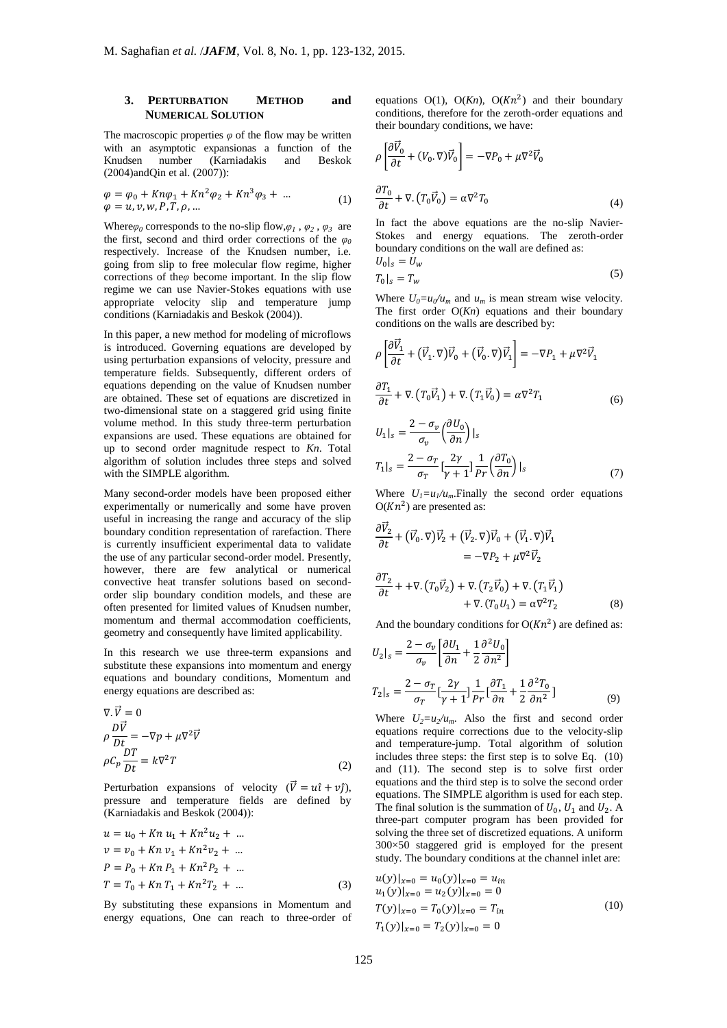## 3. PERTURBATION METHOD and NUMERICAL SOLUTION

The macroscopic properties $\varphi$ of the flow may be written with an asymptotic expansionas a function of the Knudsen number (Karniadakis and Beskok (2004)andQin et al. (2007)):

$$\varphi = \varphi_0 + Kn\varphi_1 + Kn^2\varphi_2 + Kn^3\varphi_3 + \ ... \\ \varphi = u, v, w, P, T, \rho, ... \tag{1}$$

Where$\varphi_0$ corresponds to the no-slip flow,$\varphi_1$ , $\varphi_2$ , $\varphi_3$ are the first, second and third order corrections of the $\varphi_0$ respectively. Increase of the Knudsen number, i.e. going from slip to free molecular flow regime, higher corrections of the$\varphi$ become important. In the slip flow regime we can use Navier-Stokes equations with use appropriate velocity slip and temperature jump conditions (Karniadakis and Beskok (2004)).

In this paper, a new method for modeling of microflows is introduced. Governing equations are developed by using perturbation expansions of velocity, pressure and temperature fields. Subsequently, different orders of equations depending on the value of Knudsen number are obtained. These set of equations are discretized in two-dimensional state on a staggered grid using finite volume method. In this study three-term perturbation expansions are used. These equations are obtained for up to second order magnitude respect to *Kn*. Total algorithm of solution includes three steps and solved with the SIMPLE algorithm.

Many second-order models have been proposed either experimentally or numerically and some have proven useful in increasing the range and accuracy of the slip boundary condition representation of rarefaction. There is currently insufficient experimental data to validate the use of any particular second-order model. Presently, however, there are few analytical or numerical convective heat transfer solutions based on second-order slip boundary condition models, and these are often presented for limited values of Knudsen number, momentum and thermal accommodation coefficients, geometry and consequently have limited applicability.

In this research we use three-term expansions and substitute these expansions into momentum and energy equations and boundary conditions, Momentum and energy equations are described as:

$$\nabla.\vec{V} = 0 \\ \rho\frac{D\vec{V}}{Dt} = -\nabla p + \mu\nabla^2\vec{V} \\ \rho C_p\frac{DT}{Dt} = k\nabla^2 T \tag{2}$$

Perturbation expansions of velocity ($\vec{V} = u\hat{\imath} + v\hat{\jmath}$), pressure and temperature fields are defined by (Karniadakis and Beskok (2004)):

$$u = u_0 + Kn\, u_1 + Kn^2 u_2 + \ ... \\ v = v_0 + Kn\, v_1 + Kn^2 v_2 + \ ... \\ P = P_0 + Kn\, P_1 + Kn^2 P_2 + \ ... \\ T = T_0 + Kn\, T_1 + Kn^2 T_2 \ + \ ... \tag{3}$$

By substituting these expansions in Momentum and energy equations, One can reach to three-order of equations O(1), O(*Kn*), O($Kn^2$) and their boundary conditions, therefore for the zeroth-order equations and their boundary conditions, we have:

$$\rho\left[\frac{\partial\vec{V}_0}{\partial t} + (V_0.\nabla)\vec{V}_0\right] = -\nabla P_0 + \mu\nabla^2\vec{V}_0 \\ \frac{\partial T_0}{\partial t} + \nabla.\left(T_0\vec{V}_0\right) = \alpha\nabla^2 T_0 \tag{4}$$

In fact the above equations are the no-slip Navier-Stokes and energy equations. The zeroth-order boundary conditions on the wall are defined as:

$$U_0|_s = U_w \\ T_0|_s = T_w \tag{5}$$

Where $U_0=u_0/u_m$ and $u_m$ is mean stream wise velocity. The first order O(*Kn*) equations and their boundary conditions on the walls are described by:

$$\rho\left[\frac{\partial\vec{V}_1}{\partial t} + (\vec{V}_1.\nabla)\vec{V}_0 + (\vec{V}_0.\nabla)\vec{V}_1\right] = -\nabla P_1 + \mu\nabla^2\vec{V}_1 \\ \frac{\partial T_1}{\partial t} + \nabla.\left(T_0\vec{V}_1\right) + \nabla.\left(T_1\vec{V}_0\right) = \alpha\nabla^2 T_1 \tag{6}$$

$$U_1|_s = \frac{2-\sigma_v}{\sigma_v}\left(\frac{\partial U_0}{\partial n}\right)|_s \\ T_1|_s = \frac{2-\sigma_T}{\sigma_T}\left[\frac{2\gamma}{\gamma+1}\right]\frac{1}{Pr}\left(\frac{\partial T_0}{\partial n}\right)|_s \tag{7}$$

Where $U_1=u_1/u_m$.Finally the second order equations O($Kn^2$) are presented as:

$$\frac{\partial\vec{V}_2}{\partial t} + (\vec{V}_0.\nabla)\vec{V}_2 + (\vec{V}_2.\nabla)\vec{V}_0 + (\vec{V}_1.\nabla)\vec{V}_1 \\ = -\nabla P_2 + \mu\nabla^2\vec{V}_2 \\ \frac{\partial T_2}{\partial t} + +\nabla.\left(T_0\vec{V}_2\right) + \nabla.\left(T_2\vec{V}_0\right) + \nabla.\left(T_1\vec{V}_1\right) \\ + \nabla.\left(T_0 U_1\right) = \alpha\nabla^2 T_2 \tag{8}$$

And the boundary conditions for O($Kn^2$) are defined as:

$$U_2|_s = \frac{2-\sigma_v}{\sigma_v}\left[\frac{\partial U_1}{\partial n} + \frac{1}{2}\frac{\partial^2 U_0}{\partial n^2}\right] \\ T_2|_s = \frac{2-\sigma_T}{\sigma_T}\left[\frac{2\gamma}{\gamma+1}\right]\frac{1}{Pr}\left[\frac{\partial T_1}{\partial n} + \frac{1}{2}\frac{\partial^2 T_0}{\partial n^2}\right] \tag{9}$$

Where $U_2=u_2/u_m$. Also the first and second order equations require corrections due to the velocity-slip and temperature-jump. Total algorithm of solution includes three steps: the first step is to solve Eq. (10) and (11). The second step is to solve first order equations and the third step is to solve the second order equations. The SIMPLE algorithm is used for each step. The final solution is the summation of $U_0$, $U_1$ and $U_2$. A three-part computer program has been provided for solving the three set of discretized equations. A uniform 300×50 staggered grid is employed for the present study. The boundary conditions at the channel inlet are:

$$u(y)|_{x=0} = u_0(y)|_{x=0} = u_{in} \\ u_1(y)|_{x=0} = u_2(y)|_{x=0} = 0 \\ T(y)|_{x=0} = T_0(y)|_{x=0} = T_{in} \\ T_1(y)|_{x=0} = T_2(y)|_{x=0} = 0 \tag{10}$$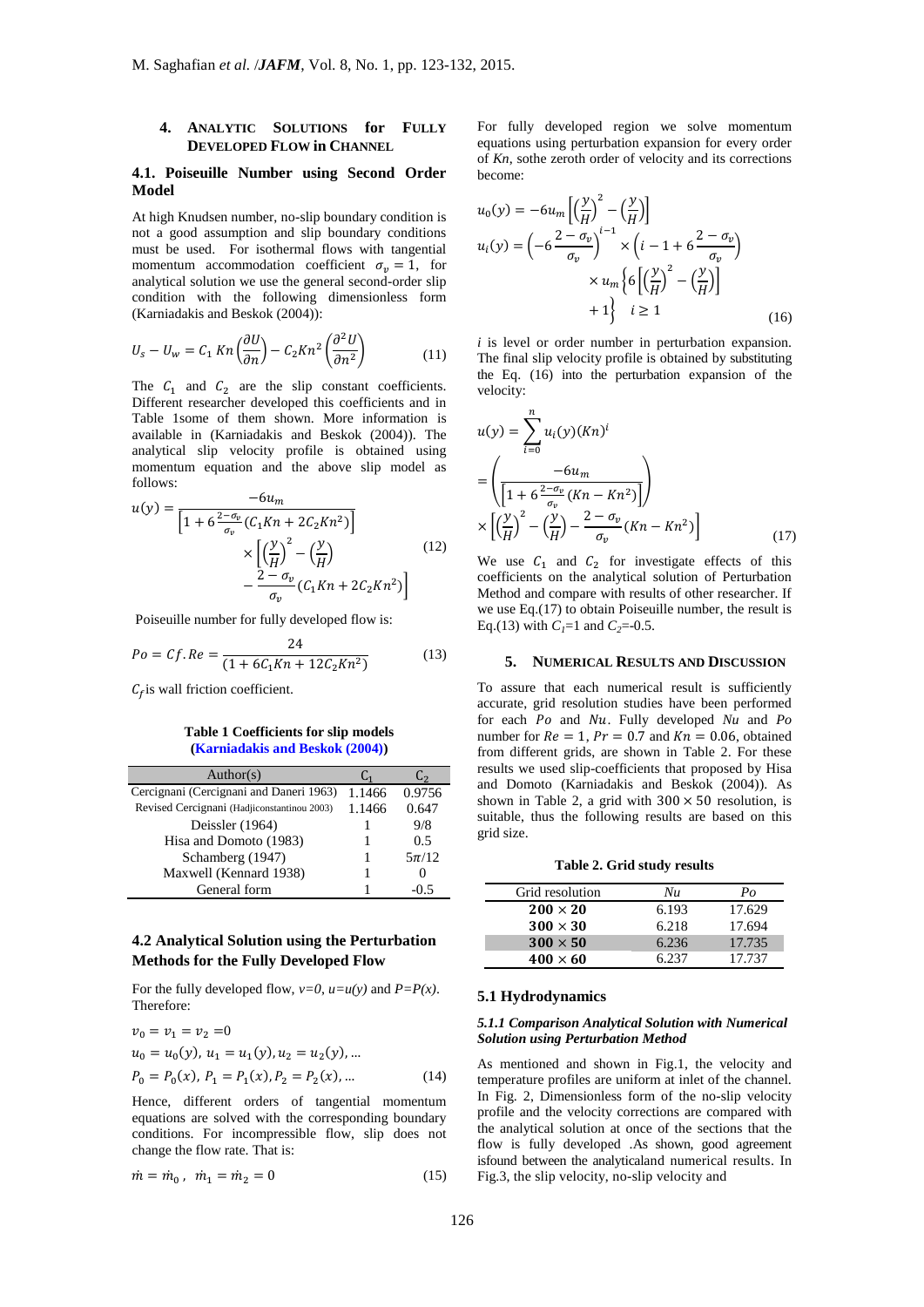## 4. Analytic Solutions for Fully Developed Flow in Channel

### 4.1. Poiseuille Number using Second Order Model

At high Knudsen number, no-slip boundary condition is not a good assumption and slip boundary conditions must be used. For isothermal flows with tangential momentum accommodation coefficient $\sigma_v = 1$, for analytical solution we use the general second-order slip condition with the following dimensionless form (Karniadakis and Beskok (2004)):

$$U_s - U_w = C_1\, Kn\left(\frac{\partial U}{\partial n}\right) - C_2 Kn^2\left(\frac{\partial^2 U}{\partial n^2}\right) \tag{11}$$

The $C_1$ and $C_2$ are the slip constant coefficients. Different researcher developed this coefficients and in Table 1some of them shown. More information is available in (Karniadakis and Beskok (2004)). The analytical slip velocity profile is obtained using momentum equation and the above slip model as follows:

$$u(y) = \frac{-6u_m}{\left[1 + 6\frac{2-\sigma_v}{\sigma_v}(C_1 Kn + 2C_2 Kn^2)\right]} \times \left[\left(\frac{y}{H}\right)^2 - \left(\frac{y}{H}\right) - \frac{2-\sigma_v}{\sigma_v}(C_1 Kn + 2C_2 Kn^2)\right] \tag{12}$$

Poiseuille number for fully developed flow is:

$$Po = Cf.Re = \frac{24}{(1 + 6C_1 Kn + 12C_2 Kn^2)} \tag{13}$$

$C_f$ is wall friction coefficient.

**Table 1 Coefficients for slip models (Karniadakis and Beskok (2004))**

| Author(s) | $C_1$ | $C_2$ |
|---|---|---|
| Cercignani (Cercignani and Daneri 1963) | 1.1466 | 0.9756 |
| Revised Cercignani (Hadjiconstantinou 2003) | 1.1466 | 0.647 |
| Deissler (1964) | 1 | 9/8 |
| Hisa and Domoto (1983) | 1 | 0.5 |
| Schamberg (1947) | 1 | $5\pi/12$ |
| Maxwell (Kennard 1938) | 1 | 0 |
| General form | 1 | -0.5 |

### 4.2 Analytical Solution using the Perturbation Methods for the Fully Developed Flow

For the fully developed flow, $v=0$, $u=u(y)$ and $P=P(x)$. Therefore:

$$v_0 = v_1 = v_2 = 0$$
$$u_0 = u_0(y),\ u_1 = u_1(y), u_2 = u_2(y), \ldots$$
$$P_0 = P_0(x),\ P_1 = P_1(x), P_2 = P_2(x), \ldots \tag{14}$$

Hence, different orders of tangential momentum equations are solved with the corresponding boundary conditions. For incompressible flow, slip does not change the flow rate. That is:

$$\dot{m} = \dot{m}_0\,,\ \ \dot{m}_1 = \dot{m}_2 = 0 \tag{15}$$

For fully developed region we solve momentum equations using perturbation expansion for every order of *Kn*, sothe zeroth order of velocity and its corrections become:

$$u_0(y) = -6u_m\left[\left(\frac{y}{H}\right)^2 - \left(\frac{y}{H}\right)\right]$$
$$u_i(y) = \left(-6\frac{2-\sigma_v}{\sigma_v}\right)^{i-1} \times \left(i - 1 + 6\frac{2-\sigma_v}{\sigma_v}\right) \times u_m\left\{6\left[\left(\frac{y}{H}\right)^2 - \left(\frac{y}{H}\right)\right] + 1\right\} \quad i \geq 1 \tag{16}$$

$i$ is level or order number in perturbation expansion. The final slip velocity profile is obtained by substituting the Eq. (16) into the perturbation expansion of the velocity:

$$u(y) = \sum_{i=0}^{n} u_i(y)(Kn)^i = \left(\frac{-6u_m}{\left[1 + 6\frac{2-\sigma_v}{\sigma_v}(Kn - Kn^2)\right]}\right) \times \left[\left(\frac{y}{H}\right)^2 - \left(\frac{y}{H}\right) - \frac{2-\sigma_v}{\sigma_v}(Kn - Kn^2)\right] \tag{17}$$

We use $C_1$ and $C_2$ for investigate effects of this coefficients on the analytical solution of Perturbation Method and compare with results of other researcher. If we use Eq.(17) to obtain Poiseuille number, the result is Eq.(13) with $C_1$=1 and $C_2$=-0.5.

## 5. Numerical Results and Discussion

To assure that each numerical result is sufficiently accurate, grid resolution studies have been performed for each $Po$ and $Nu$. Fully developed $Nu$ and $Po$ number for $Re = 1$, $Pr = 0.7$ and $Kn = 0.06$, obtained from different grids, are shown in Table 2. For these results we used slip-coefficients that proposed by Hisa and Domoto (Karniadakis and Beskok (2004)). As shown in Table 2, a grid with $300 \times 50$ resolution, is suitable, thus the following results are based on this grid size.

**Table 2. Grid study results**

| Grid resolution | *Nu* | *Po* |
|---|---|---|
| **$200 \times 20$** | 6.193 | 17.629 |
| **$300 \times 30$** | 6.218 | 17.694 |
| **$300 \times 50$** | 6.236 | 17.735 |
| **$400 \times 60$** | 6.237 | 17.737 |

### 5.1 Hydrodynamics

#### *5.1.1 Comparison Analytical Solution with Numerical Solution using Perturbation Method*

As mentioned and shown in Fig.1, the velocity and temperature profiles are uniform at inlet of the channel. In Fig. 2, Dimensionless form of the no-slip velocity profile and the velocity corrections are compared with the analytical solution at once of the sections that the flow is fully developed .As shown, good agreement isfound between the analyticaland numerical results. In Fig.3, the slip velocity, no-slip velocity and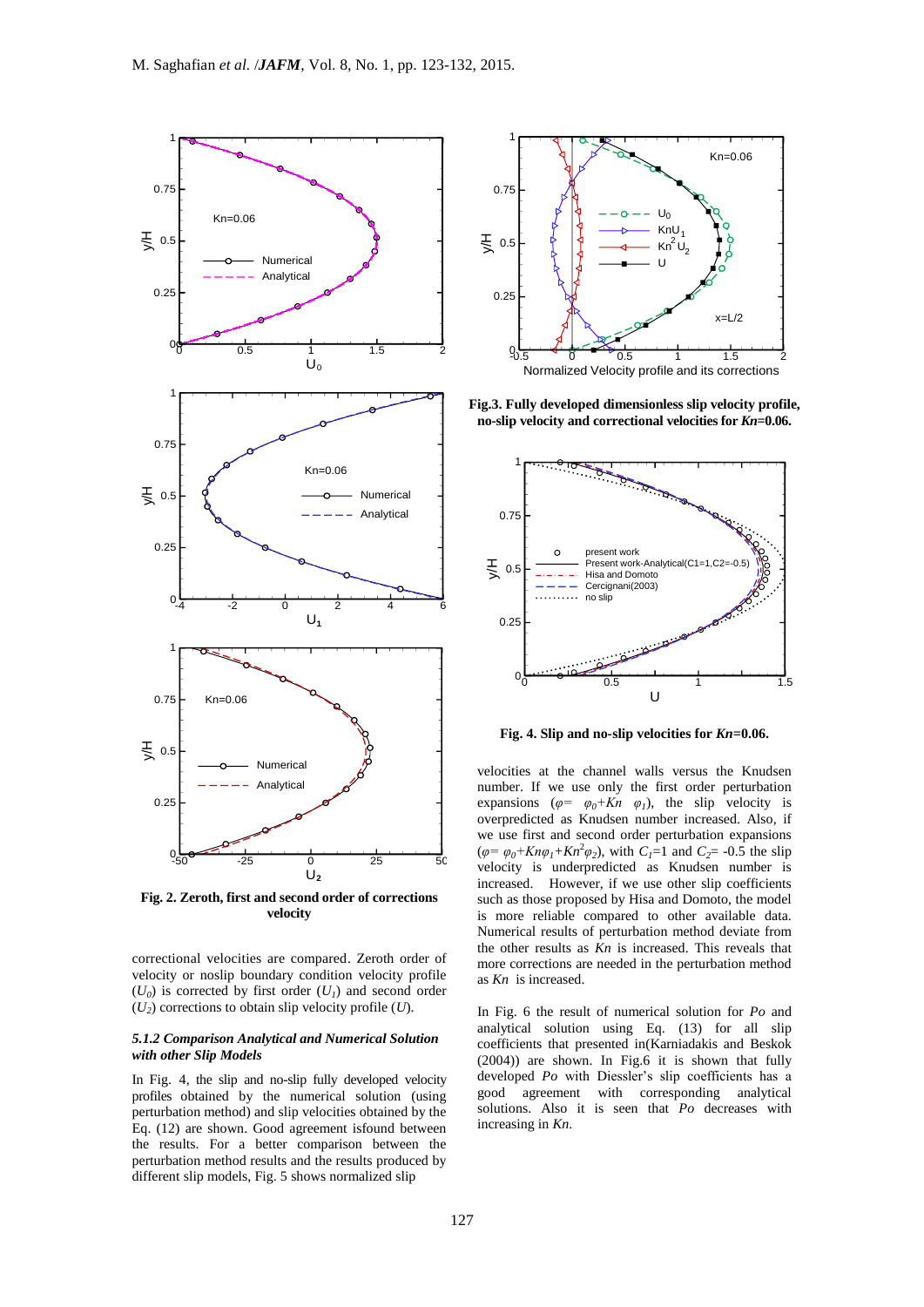**Fig. 2. Zeroth, first and second order of corrections velocity**

**Fig.3. Fully developed dimensionless slip velocity profile, no-slip velocity and correctional velocities for *Kn*=0.06.**

**Fig. 4. Slip and no-slip velocities for *Kn*=0.06.**

correctional velocities are compared. Zeroth order of velocity or noslip boundary condition velocity profile ($U_0$) is corrected by first order ($U_1$) and second order ($U_2$) corrections to obtain slip velocity profile ($U$).

#### *5.1.2 Comparison Analytical and Numerical Solution with other Slip Models*

In Fig. 4, the slip and no-slip fully developed velocity profiles obtained by the numerical solution (using perturbation method) and slip velocities obtained by the Eq. (12) are shown. Good agreement isfound between the results. For a better comparison between the perturbation method results and the results produced by different slip models, Fig. 5 shows normalized slip velocities at the channel walls versus the Knudsen number. If we use only the first order perturbation expansions ($\varphi = \varphi_0 + Kn\ \varphi_1$), the slip velocity is overpredicted as Knudsen number increased. Also, if we use first and second order perturbation expansions ($\varphi = \varphi_0 + Kn\varphi_1 + Kn^2\varphi_2$), with $C_1$=1 and $C_2$= -0.5 the slip velocity is underpredicted as Knudsen number is increased. However, if we use other slip coefficients such as those proposed by Hisa and Domoto, the model is more reliable compared to other available data. Numerical results of perturbation method deviate from the other results as *Kn* is increased. This reveals that more corrections are needed in the perturbation method as *Kn* is increased.

In Fig. 6 the result of numerical solution for *Po* and analytical solution using Eq. (13) for all slip coefficients that presented in(Karniadakis and Beskok (2004)) are shown. In Fig.6 it is shown that fully developed *Po* with Diessler's slip coefficients has a good agreement with corresponding analytical solutions. Also it is seen that *Po* decreases with increasing in *Kn*.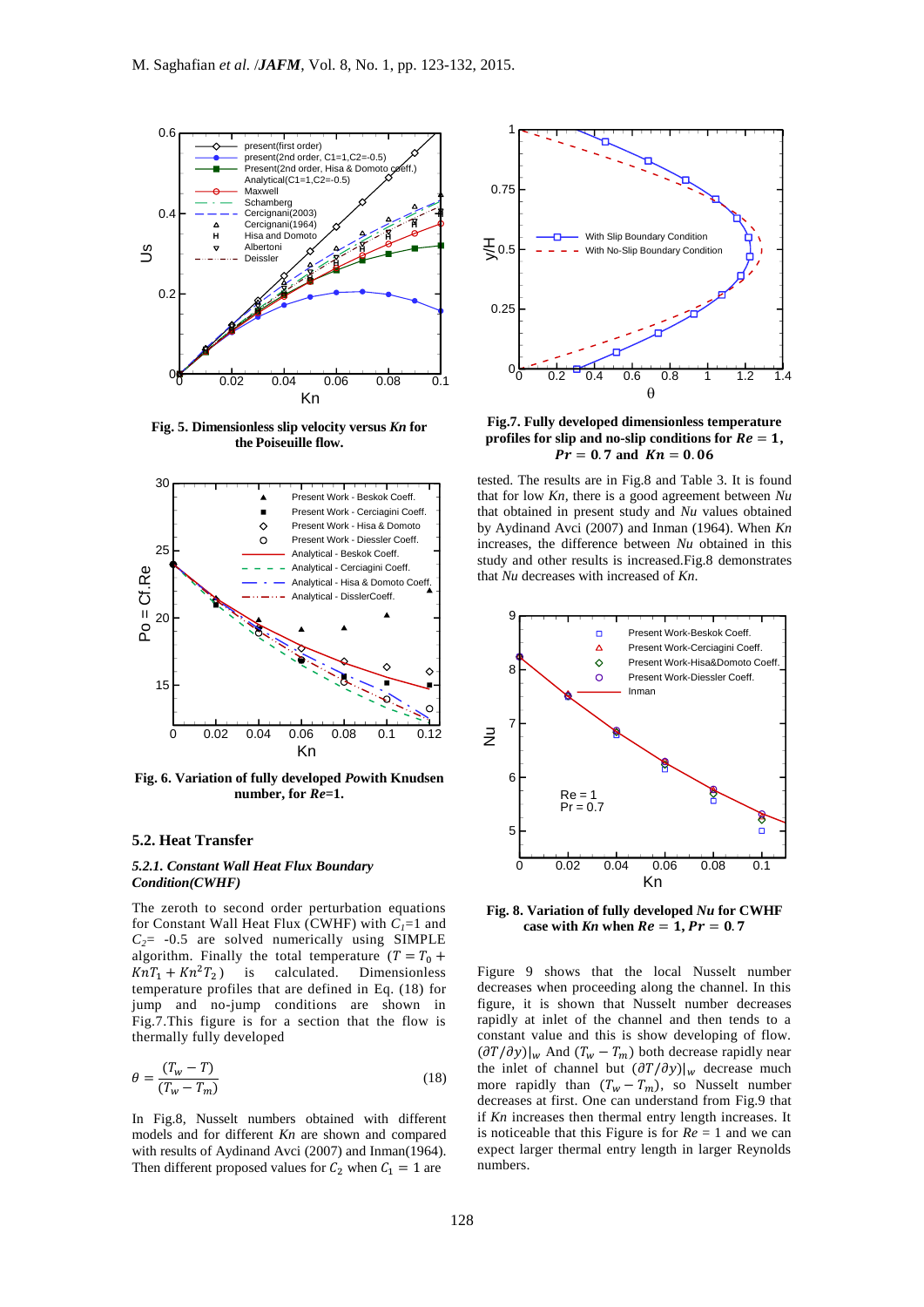Fig. 5. Dimensionless slip velocity versus *Kn* for the Poiseuille flow.

Fig. 6. Variation of fully developed *Po* with Knudsen number, for *Re*=1.

### 5.2. Heat Transfer

#### *5.2.1. Constant Wall Heat Flux Boundary Condition(CWHF)*

The zeroth to second order perturbation equations for Constant Wall Heat Flux (CWHF) with $C_1$=1 and $C_2$= -0.5 are solved numerically using SIMPLE algorithm. Finally the total temperature ($T = T_0 + KnT_1 + Kn^2T_2$) is calculated. Dimensionless temperature profiles that are defined in Eq. (18) for jump and no-jump conditions are shown in Fig.7.This figure is for a section that the flow is thermally fully developed

$$\theta = \frac{(T_w - T)}{(T_w - T_m)} \tag{18}$$

In Fig.8, Nusselt numbers obtained with different models and for different *Kn* are shown and compared with results of Aydinand Avci (2007) and Inman(1964). Then different proposed values for $C_2$ when $C_1 = 1$ are tested. The results are in Fig.8 and Table 3. It is found that for low *Kn*, there is a good agreement between *Nu* that obtained in present study and *Nu* values obtained by Aydinand Avci (2007) and Inman (1964). When *Kn* increases, the difference between *Nu* obtained in this study and other results is increased.Fig.8 demonstrates that *Nu* decreases with increased of *Kn*.

Fig.7. Fully developed dimensionless temperature profiles for slip and no-slip conditions for $Re = 1$, $Pr = 0.7$ and $Kn = 0.06$

Fig. 8. Variation of fully developed *Nu* for CWHF case with *Kn* when $Re = 1, Pr = 0.7$

Figure 9 shows that the local Nusselt number decreases when proceeding along the channel. In this figure, it is shown that Nusselt number decreases rapidly at inlet of the channel and then tends to a constant value and this is show developing of flow. $(\partial T/\partial y)|_w$ And $(T_w - T_m)$ both decrease rapidly near the inlet of channel but $(\partial T/\partial y)|_w$ decrease much more rapidly than $(T_w - T_m)$, so Nusselt number decreases at first. One can understand from Fig.9 that if *Kn* increases then thermal entry length increases. It is noticeable that this Figure is for *Re* = 1 and we can expect larger thermal entry length in larger Reynolds numbers.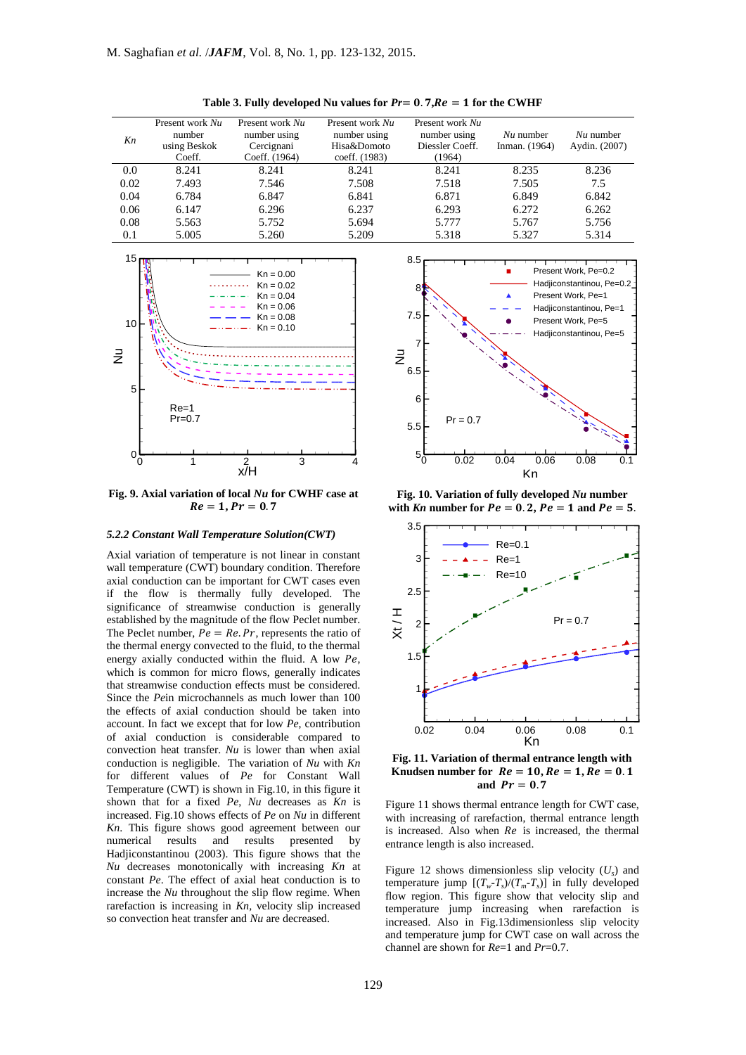**Table 3. Fully developed Nu values for $Pr= 0.7, Re = 1$ for the CWHF**

| $Kn$ | Present work $Nu$ number using Beskok Coeff. | Present work $Nu$ number using Cercignani Coeff. (1964) | Present work $Nu$ number using Hisa&Domoto coeff. (1983) | Present work $Nu$ number using Diessler Coeff. (1964) | $Nu$ number Inman. (1964) | $Nu$ number Aydin. (2007) |
|---|---|---|---|---|---|---|
| 0.0 | 8.241 | 8.241 | 8.241 | 8.241 | 8.235 | 8.236 |
| 0.02 | 7.493 | 7.546 | 7.508 | 7.518 | 7.505 | 7.5 |
| 0.04 | 6.784 | 6.847 | 6.841 | 6.871 | 6.849 | 6.842 |
| 0.06 | 6.147 | 6.296 | 6.237 | 6.293 | 6.272 | 6.262 |
| 0.08 | 5.563 | 5.752 | 5.694 | 5.777 | 5.767 | 5.756 |
| 0.1 | 5.005 | 5.260 | 5.209 | 5.318 | 5.327 | 5.314 |

**Fig. 9. Axial variation of local $Nu$ for CWHF case at $Re = 1, Pr = 0.7$**

#### 5.2.2 Constant Wall Temperature Solution(CWT)

Axial variation of temperature is not linear in constant wall temperature (CWT) boundary condition. Therefore axial conduction can be important for CWT cases even if the flow is thermally fully developed. The significance of streamwise conduction is generally established by the magnitude of the flow Peclet number. The Peclet number, $Pe = Re.Pr$, represents the ratio of the thermal energy convected to the fluid, to the thermal energy axially conducted within the fluid. A low $Pe$, which is common for micro flows, generally indicates that streamwise conduction effects must be considered. Since the $Pe$in microchannels as much lower than 100 the effects of axial conduction should be taken into account. In fact we except that for low $Pe$, contribution of axial conduction is considerable compared to convection heat transfer. $Nu$ is lower than when axial conduction is negligible. The variation of $Nu$ with $Kn$ for different values of $Pe$ for Constant Wall Temperature (CWT) is shown in Fig.10, in this figure it shown that for a fixed $Pe$, $Nu$ decreases as $Kn$ is increased. Fig.10 shows effects of $Pe$ on $Nu$ in different $Kn$. This figure shows good agreement between our numerical results and results presented by Hadjiconstantinou (2003). This figure shows that the $Nu$ decreases monotonically with increasing $Kn$ at constant $Pe$. The effect of axial heat conduction is to increase the $Nu$ throughout the slip flow regime. When rarefaction is increasing in $Kn$, velocity slip increased so convection heat transfer and $Nu$ are decreased.

**Fig. 10. Variation of fully developed $Nu$ number with $Kn$ number for $Pe = 0.2$, $Pe = 1$ and $Pe = 5$.**

**Fig. 11. Variation of thermal entrance length with Knudsen number for $Re = 10, Re = 1, Re = 0.1$ and $Pr = 0.7$**

Figure 11 shows thermal entrance length for CWT case, with increasing of rarefaction, thermal entrance length is increased. Also when $Re$ is increased, the thermal entrance length is also increased.

Figure 12 shows dimensionless slip velocity ($U_s$) and temperature jump $[(T_w\text{-}T_s)/(T_m\text{-}T_s)]$ in fully developed flow region. This figure show that velocity slip and temperature jump increasing when rarefaction is increased. Also in Fig.13dimensionless slip velocity and temperature jump for CWT case on wall across the channel are shown for $Re$=1 and $Pr$=0.7.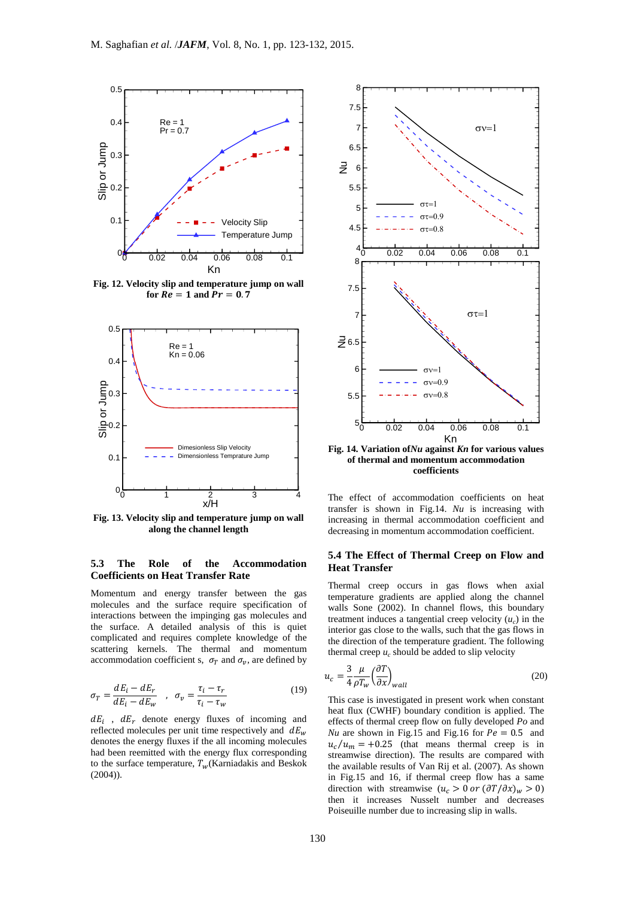Fig. 12. Velocity slip and temperature jump on wall for $Re = 1$ and $Pr = 0.7$

Fig. 13. Velocity slip and temperature jump on wall along the channel length

### 5.3 The Role of the Accommodation Coefficients on Heat Transfer Rate

Momentum and energy transfer between the gas molecules and the surface require specification of interactions between the impinging gas molecules and the surface. A detailed analysis of this is quiet complicated and requires complete knowledge of the scattering kernels. The thermal and momentum accommodation coefficient s, $\sigma_T$ and $\sigma_v$, are defined by

$$\sigma_T = \frac{dE_i - dE_r}{dE_i - dE_w} \quad , \quad \sigma_v = \frac{\tau_i - \tau_r}{\tau_i - \tau_w} \tag{19}$$

$dE_i$ , $dE_r$ denote energy fluxes of incoming and reflected molecules per unit time respectively and $dE_w$ denotes the energy fluxes if the all incoming molecules had been reemitted with the energy flux corresponding to the surface temperature, $T_w$(Karniadakis and Beskok (2004)).

Fig. 14. Variation of $Nu$ against $Kn$ for various values of thermal and momentum accommodation coefficients

The effect of accommodation coefficients on heat transfer is shown in Fig.14. $Nu$ is increasing with increasing in thermal accommodation coefficient and decreasing in momentum accommodation coefficient.

### 5.4 The Effect of Thermal Creep on Flow and Heat Transfer

Thermal creep occurs in gas flows when axial temperature gradients are applied along the channel walls Sone (2002). In channel flows, this boundary treatment induces a tangential creep velocity ($u_c$) in the interior gas close to the walls, such that the gas flows in the direction of the temperature gradient. The following thermal creep $u_c$ should be added to slip velocity

$$u_c = \frac{3}{4}\frac{\mu}{\rho T_w}\left(\frac{\partial T}{\partial x}\right)_{wall} \tag{20}$$

This case is investigated in present work when constant heat flux (CWHF) boundary condition is applied. The effects of thermal creep flow on fully developed $Po$ and $Nu$ are shown in Fig.15 and Fig.16 for $Pe = 0.5$ and $u_c/u_m = +0.25$ (that means thermal creep is in streamwise direction). The results are compared with the available results of Van Rij et al. (2007). As shown in Fig.15 and 16, if thermal creep flow has a same direction with streamwise ($u_c > 0$ $or$ $(\partial T/\partial x)_w > 0$) then it increases Nusselt number and decreases Poiseuille number due to increasing slip in walls.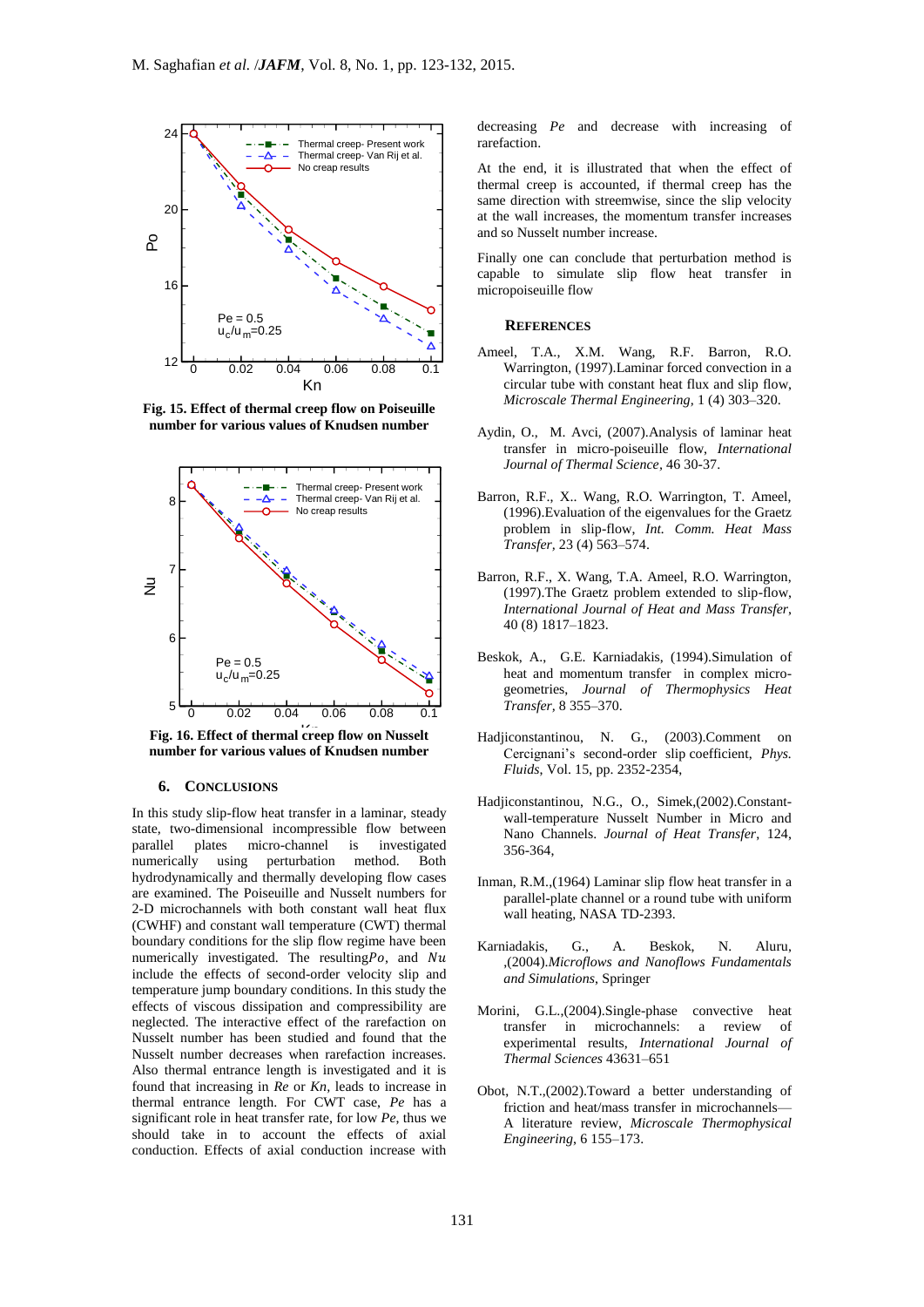Fig. 15. Effect of thermal creep flow on Poiseuille number for various values of Knudsen number

Fig. 16. Effect of thermal creep flow on Nusselt number for various values of Knudsen number

## 6. Conclusions

In this study slip-flow heat transfer in a laminar, steady state, two-dimensional incompressible flow between parallel plates micro-channel is investigated numerically using perturbation method. Both hydrodynamically and thermally developing flow cases are examined. The Poiseuille and Nusselt numbers for 2-D microchannels with both constant wall heat flux (CWHF) and constant wall temperature (CWT) thermal boundary conditions for the slip flow regime have been numerically investigated. The resulting $Po$, and $Nu$ include the effects of second-order velocity slip and temperature jump boundary conditions. In this study the effects of viscous dissipation and compressibility are neglected. The interactive effect of the rarefaction on Nusselt number has been studied and found that the Nusselt number decreases when rarefaction increases. Also thermal entrance length is investigated and it is found that increasing in *Re* or *Kn*, leads to increase in thermal entrance length. For CWT case, *Pe* has a significant role in heat transfer rate, for low *Pe*, thus we should take in to account the effects of axial conduction. Effects of axial conduction increase with decreasing *Pe* and decrease with increasing of rarefaction.

At the end, it is illustrated that when the effect of thermal creep is accounted, if thermal creep has the same direction with streamwise, since the slip velocity at the wall increases, the momentum transfer increases and so Nusselt number increase.

Finally one can conclude that perturbation method is capable to simulate slip flow heat transfer in micropoiseuille flow

## References

Ameel, T.A., X.M. Wang, R.F. Barron, R.O. Warrington, (1997).Laminar forced convection in a circular tube with constant heat flux and slip flow, *Microscale Thermal Engineering*, 1 (4) 303–320.

Aydin, O., M. Avci, (2007).Analysis of laminar heat transfer in micro-poiseuille flow, *International Journal of Thermal Science*, 46 30-37.

Barron, R.F., X.. Wang, R.O. Warrington, T. Ameel, (1996).Evaluation of the eigenvalues for the Graetz problem in slip-flow, *Int. Comm. Heat Mass Transfer*, 23 (4) 563–574.

Barron, R.F., X. Wang, T.A. Ameel, R.O. Warrington, (1997).The Graetz problem extended to slip-flow, *International Journal of Heat and Mass Transfer*, 40 (8) 1817–1823.

Beskok, A., G.E. Karniadakis, (1994).Simulation of heat and momentum transfer in complex micro-geometries, *Journal of Thermophysics Heat Transfer*, 8 355–370.

Hadjiconstantinou, N. G., (2003).Comment on Cercignani's second-order slip coefficient, *Phys. Fluids*, Vol. 15, pp. 2352-2354,

Hadjiconstantinou, N.G., O., Simek,(2002).Constant-wall-temperature Nusselt Number in Micro and Nano Channels. *Journal of Heat Transfer*, 124, 356-364,

Inman, R.M.,(1964) Laminar slip flow heat transfer in a parallel-plate channel or a round tube with uniform wall heating, NASA TD-2393.

Karniadakis, G., A. Beskok, N. Aluru, ,(2004).*Microflows and Nanoflows Fundamentals and Simulations*, Springer

Morini, G.L.,(2004).Single-phase convective heat transfer in microchannels: a review of experimental results, *International Journal of Thermal Sciences* 43631–651

Obot, N.T.,(2002).Toward a better understanding of friction and heat/mass transfer in microchannels—A literature review, *Microscale Thermophysical Engineering*, 6 155–173.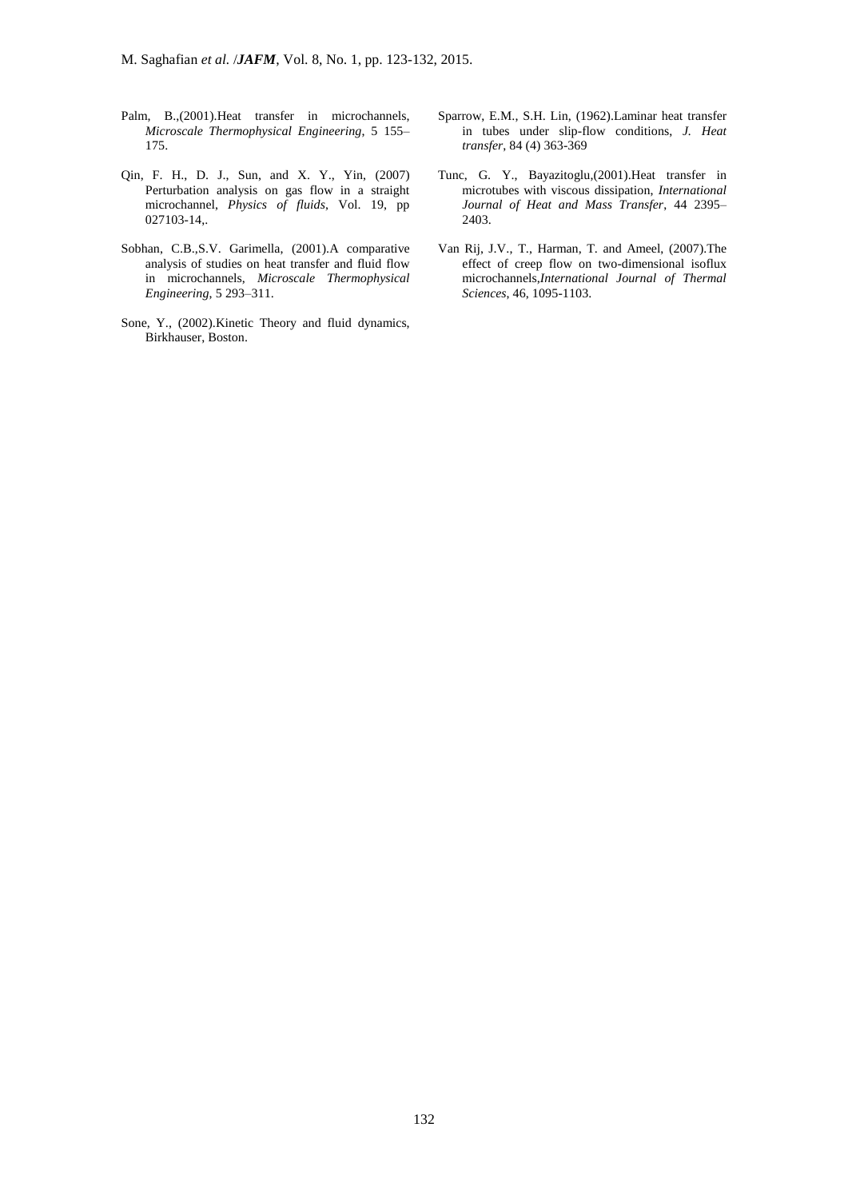Palm, B.,(2001).Heat transfer in microchannels, *Microscale Thermophysical Engineering*, 5 155–175.

Qin, F. H., D. J., Sun, and X. Y., Yin, (2007) Perturbation analysis on gas flow in a straight microchannel, *Physics of fluids*, Vol. 19, pp 027103-14,.

Sobhan, C.B.,S.V. Garimella, (2001).A comparative analysis of studies on heat transfer and fluid flow in microchannels, *Microscale Thermophysical Engineering*, 5 293–311.

Sone, Y., (2002).Kinetic Theory and fluid dynamics, Birkhauser, Boston.

Sparrow, E.M., S.H. Lin, (1962).Laminar heat transfer in tubes under slip-flow conditions, *J. Heat transfer*, 84 (4) 363-369

Tunc, G. Y., Bayazitoglu,(2001).Heat transfer in microtubes with viscous dissipation, *International Journal of Heat and Mass Transfer*, 44 2395–2403.

Van Rij, J.V., T., Harman, T. and Ameel, (2007).The effect of creep flow on two-dimensional isoflux microchannels,*International Journal of Thermal Sciences*, 46, 1095-1103.